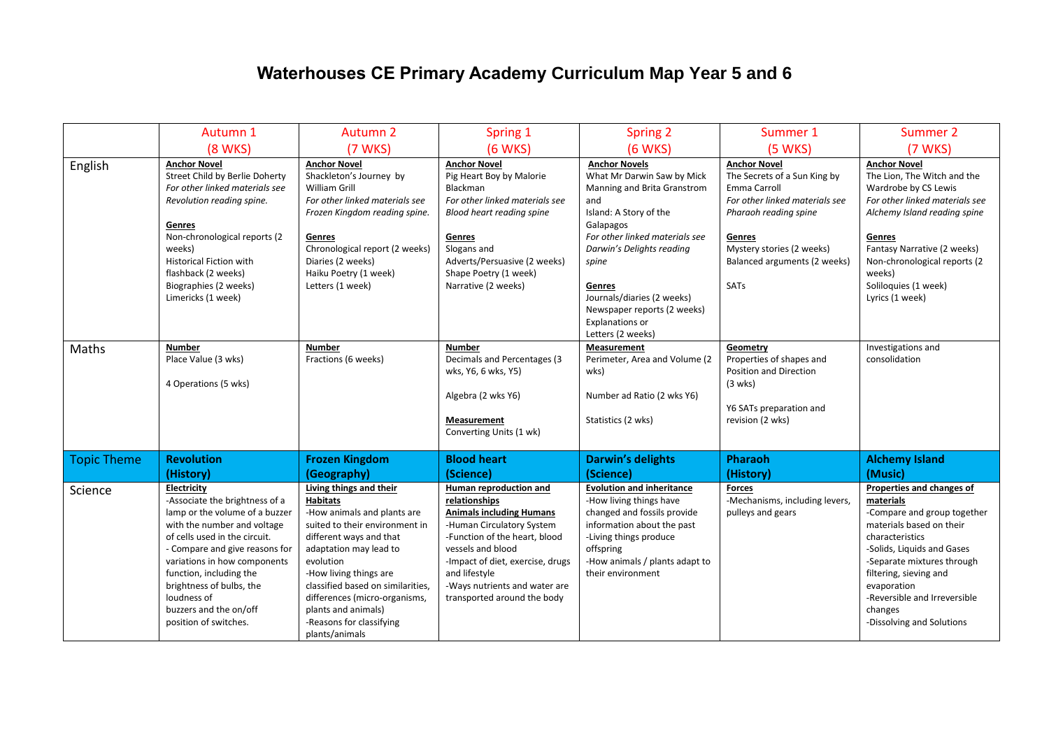# Waterhouses CE Primary Academy Curriculum Map Year 5 and 6

| | Autumn 1 (8 WKS) | Autumn 2 (7 WKS) | Spring 1 (6 WKS) | Spring 2 (6 WKS) | Summer 1 (5 WKS) | Summer 2 (7 WKS) |
|---|---|---|---|---|---|---|
| English | **Anchor Novel**<br>Street Child by Berlie Doherty<br>*For other linked materials see Revolution reading spine.*<br><br>**Genres**<br>Non-chronological reports (2 weeks)<br>Historical Fiction with flashback (2 weeks)<br>Biographies (2 weeks)<br>Limericks (1 week) | **Anchor Novel**<br>Shackleton's Journey by William Grill<br>*For other linked materials see Frozen Kingdom reading spine.*<br><br>**Genres**<br>Chronological report (2 weeks)<br>Diaries (2 weeks)<br>Haiku Poetry (1 week)<br>Letters (1 week) | **Anchor Novel**<br>Pig Heart Boy by Malorie Blackman<br>*For other linked materials see Blood heart reading spine*<br><br>**Genres**<br>Slogans and Adverts/Persuasive (2 weeks)<br>Shape Poetry (1 week)<br>Narrative (2 weeks) | **Anchor Novels**<br>What Mr Darwin Saw by Mick Manning and Brita Granstrom and<br>Island: A Story of the Galapagos<br>*For other linked materials see Darwin's Delights reading spine*<br><br>**Genres**<br>Journals/diaries (2 weeks)<br>Newspaper reports (2 weeks)<br>Explanations or Letters (2 weeks) | **Anchor Novel**<br>The Secrets of a Sun King by Emma Carroll<br>*For other linked materials see Pharaoh reading spine*<br><br>**Genres**<br>Mystery stories (2 weeks)<br>Balanced arguments (2 weeks)<br><br>SATs | **Anchor Novel**<br>The Lion, The Witch and the Wardrobe by CS Lewis<br>*For other linked materials see Alchemy Island reading spine*<br><br>**Genres**<br>Fantasy Narrative (2 weeks)<br>Non-chronological reports (2 weeks)<br>Soliloquies (1 week)<br>Lyrics (1 week) |
| Maths | **Number**<br>Place Value (3 wks)<br><br>4 Operations (5 wks) | **Number**<br>Fractions (6 weeks) | **Number**<br>Decimals and Percentages (3 wks, Y6, 6 wks, Y5)<br><br>Algebra (2 wks Y6)<br><br>**Measurement**<br>Converting Units (1 wk) | **Measurement**<br>Perimeter, Area and Volume (2 wks)<br><br>Number ad Ratio (2 wks Y6)<br><br>Statistics (2 wks) | **Geometry**<br>Properties of shapes and Position and Direction (3 wks)<br><br>Y6 SATs preparation and revision (2 wks) | Investigations and consolidation |
| Topic Theme | **Revolution (History)** | **Frozen Kingdom (Geography)** | **Blood heart (Science)** | **Darwin's delights (Science)** | **Pharaoh (History)** | **Alchemy Island (Music)** |
| Science | **Electricity**<br>-Associate the brightness of a lamp or the volume of a buzzer with the number and voltage of cells used in the circuit.<br>- Compare and give reasons for variations in how components function, including the brightness of bulbs, the loudness of buzzers and the on/off position of switches. | **Living things and their Habitats**<br>-How animals and plants are suited to their environment in different ways and that adaptation may lead to evolution<br>-How living things are classified based on similarities, differences (micro-organisms, plants and animals)<br>-Reasons for classifying plants/animals | **Human reproduction and relationships**<br>**Animals including Humans**<br>-Human Circulatory System<br>-Function of the heart, blood vessels and blood<br>-Impact of diet, exercise, drugs and lifestyle<br>-Ways nutrients and water are transported around the body | **Evolution and inheritance**<br>-How living things have changed and fossils provide information about the past<br>-Living things produce offspring<br>-How animals / plants adapt to their environment | **Forces**<br>-Mechanisms, including levers, pulleys and gears | **Properties and changes of materials**<br>-Compare and group together materials based on their characteristics<br>-Solids, Liquids and Gases<br>-Separate mixtures through filtering, sieving and evaporation<br>-Reversible and Irreversible changes<br>-Dissolving and Solutions |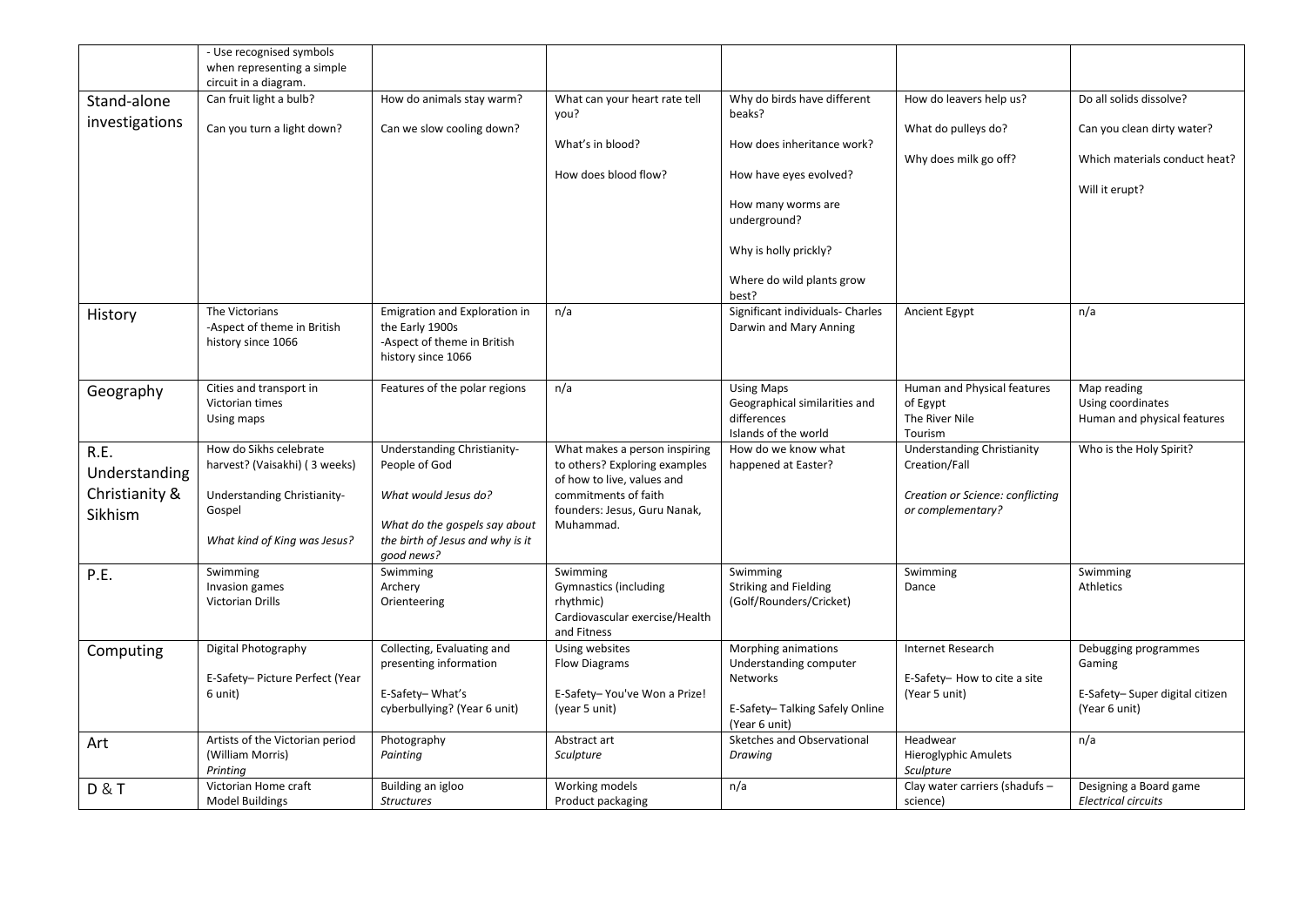| | | | | | | |
|---|---|---|---|---|---|---|
| | - Use recognised symbols when representing a simple circuit in a diagram. | | | | | |
| Stand-alone investigations | Can fruit light a bulb?<br><br>Can you turn a light down? | How do animals stay warm?<br><br>Can we slow cooling down? | What can your heart rate tell you?<br><br>What's in blood?<br><br>How does blood flow? | Why do birds have different beaks?<br><br>How does inheritance work?<br><br>How have eyes evolved?<br><br>How many worms are underground?<br><br>Why is holly prickly?<br><br>Where do wild plants grow best? | How do leavers help us?<br><br>What do pulleys do?<br><br>Why does milk go off? | Do all solids dissolve?<br><br>Can you clean dirty water?<br><br>Which materials conduct heat?<br><br>Will it erupt? |
| History | The Victorians<br>-Aspect of theme in British history since 1066 | Emigration and Exploration in the Early 1900s<br>-Aspect of theme in British history since 1066 | n/a | Significant individuals- Charles Darwin and Mary Anning | Ancient Egypt | n/a |
| Geography | Cities and transport in Victorian times<br>Using maps | Features of the polar regions | n/a | Using Maps<br>Geographical similarities and differences<br>Islands of the world | Human and Physical features of Egypt<br>The River Nile<br>Tourism | Map reading<br>Using coordinates<br>Human and physical features |
| R.E. Understanding Christianity & Sikhism | How do Sikhs celebrate harvest? (Vaisakhi) ( 3 weeks)<br><br>Understanding Christianity- Gospel<br><br>*What kind of King was Jesus?* | Understanding Christianity- People of God<br><br>*What would Jesus do?*<br><br>*What do the gospels say about the birth of Jesus and why is it good news?* | What makes a person inspiring to others? Exploring examples of how to live, values and commitments of faith founders: Jesus, Guru Nanak, Muhammad. | How do we know what happened at Easter? | Understanding Christianity Creation/Fall<br><br>*Creation or Science: conflicting or complementary?* | Who is the Holy Spirit? |
| P.E. | Swimming<br>Invasion games<br>Victorian Drills | Swimming<br>Archery<br>Orienteering | Swimming<br>Gymnastics (including rhythmic)<br>Cardiovascular exercise/Health and Fitness | Swimming<br>Striking and Fielding (Golf/Rounders/Cricket) | Swimming<br>Dance | Swimming<br>Athletics |
| Computing | Digital Photography<br><br>E-Safety– Picture Perfect (Year 6 unit) | Collecting, Evaluating and presenting information<br><br>E-Safety– What's cyberbullying? (Year 6 unit) | Using websites<br>Flow Diagrams<br><br>E-Safety– You've Won a Prize! (year 5 unit) | Morphing animations<br>Understanding computer Networks<br><br>E-Safety– Talking Safely Online (Year 6 unit) | Internet Research<br><br>E-Safety– How to cite a site (Year 5 unit) | Debugging programmes<br>Gaming<br><br>E-Safety– Super digital citizen (Year 6 unit) |
| Art | Artists of the Victorian period (William Morris)<br>*Printing* | Photography<br>*Painting* | Abstract art<br>*Sculpture* | Sketches and Observational<br>*Drawing* | Headwear<br>Hieroglyphic Amulets<br>*Sculpture* | n/a |
| D & T | Victorian Home craft<br>Model Buildings | Building an igloo<br>*Structures* | Working models<br>Product packaging | n/a | Clay water carriers (shadufs – science) | Designing a Board game<br>*Electrical circuits* |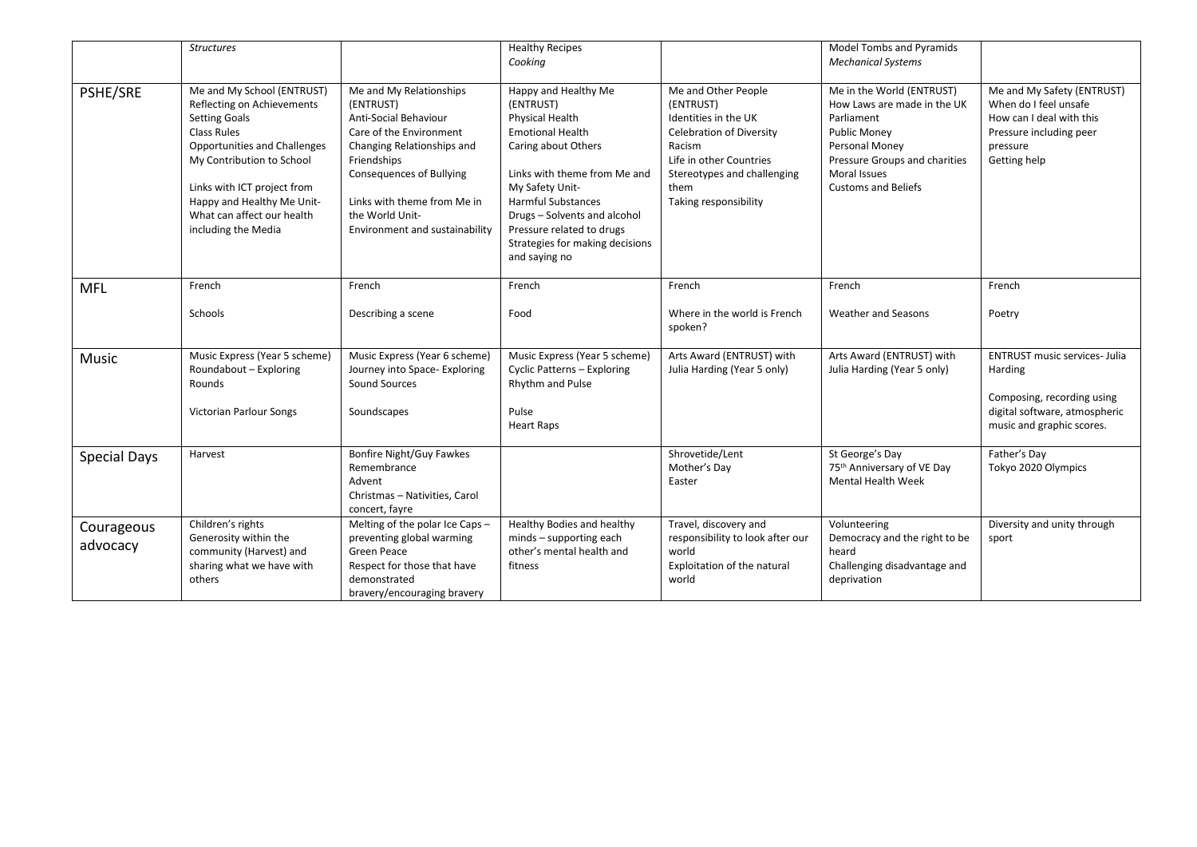| | | | | | | |
|---|---|---|---|---|---|---|
| | *Structures* | | Healthy Recipes<br>*Cooking* | | Model Tombs and Pyramids<br>*Mechanical Systems* | |
| PSHE/SRE | Me and My School (ENTRUST)<br>Reflecting on Achievements<br>Setting Goals<br>Class Rules<br>Opportunities and Challenges<br>My Contribution to School<br><br>Links with ICT project from Happy and Healthy Me Unit- What can affect our health including the Media | Me and My Relationships (ENTRUST)<br>Anti-Social Behaviour<br>Care of the Environment<br>Changing Relationships and Friendships<br>Consequences of Bullying<br><br>Links with theme from Me in the World Unit-<br>Environment and sustainability | Happy and Healthy Me (ENTRUST)<br>Physical Health<br>Emotional Health<br>Caring about Others<br><br>Links with theme from Me and My Safety Unit-<br>Harmful Substances<br>Drugs – Solvents and alcohol<br>Pressure related to drugs<br>Strategies for making decisions and saying no | Me and Other People (ENTRUST)<br>Identities in the UK<br>Celebration of Diversity<br>Racism<br>Life in other Countries<br>Stereotypes and challenging them<br>Taking responsibility | Me in the World (ENTRUST)<br>How Laws are made in the UK Parliament<br>Public Money<br>Personal Money<br>Pressure Groups and charities<br>Moral Issues<br>Customs and Beliefs | Me and My Safety (ENTRUST)<br>When do I feel unsafe<br>How can I deal with this<br>Pressure including peer pressure<br>Getting help |
| MFL | French<br><br>Schools | French<br><br>Describing a scene | French<br><br>Food | French<br><br>Where in the world is French spoken? | French<br><br>Weather and Seasons | French<br><br>Poetry |
| Music | Music Express (Year 5 scheme)<br>Roundabout – Exploring Rounds<br><br>Victorian Parlour Songs | Music Express (Year 6 scheme)<br>Journey into Space- Exploring Sound Sources<br><br>Soundscapes | Music Express (Year 5 scheme)<br>Cyclic Patterns – Exploring Rhythm and Pulse<br><br>Pulse<br>Heart Raps | Arts Award (ENTRUST) with Julia Harding (Year 5 only) | Arts Award (ENTRUST) with Julia Harding (Year 5 only) | ENTRUST music services- Julia Harding<br><br>Composing, recording using digital software, atmospheric music and graphic scores. |
| Special Days | Harvest | Bonfire Night/Guy Fawkes<br>Remembrance<br>Advent<br>Christmas – Nativities, Carol concert, fayre | | Shrovetide/Lent<br>Mother's Day<br>Easter | St George's Day<br>75th Anniversary of VE Day<br>Mental Health Week | Father's Day<br>Tokyo 2020 Olympics |
| Courageous advocacy | Children's rights<br>Generosity within the community (Harvest) and sharing what we have with others | Melting of the polar Ice Caps – preventing global warming<br>Green Peace<br>Respect for those that have demonstrated bravery/encouraging bravery | Healthy Bodies and healthy minds – supporting each other's mental health and fitness | Travel, discovery and responsibility to look after our world<br>Exploitation of the natural world | Volunteering<br>Democracy and the right to be heard<br>Challenging disadvantage and deprivation | Diversity and unity through sport |